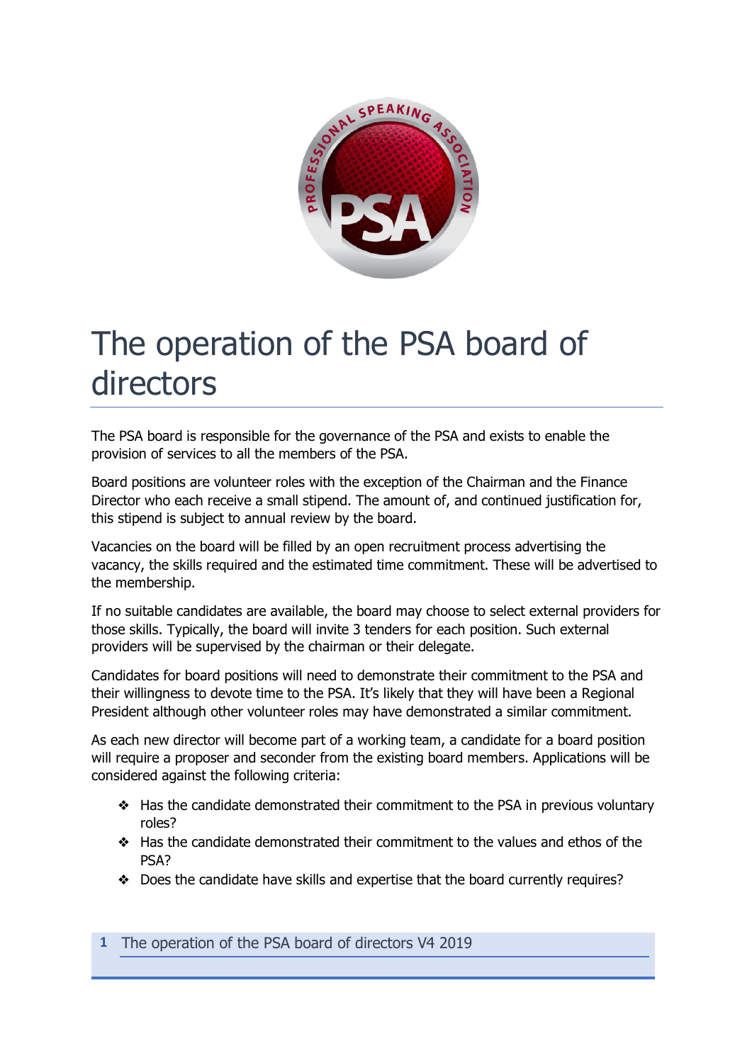# The operation of the PSA board of directors

The PSA board is responsible for the governance of the PSA and exists to enable the provision of services to all the members of the PSA.

Board positions are volunteer roles with the exception of the Chairman and the Finance Director who each receive a small stipend. The amount of, and continued justification for, this stipend is subject to annual review by the board.

Vacancies on the board will be filled by an open recruitment process advertising the vacancy, the skills required and the estimated time commitment. These will be advertised to the membership.

If no suitable candidates are available, the board may choose to select external providers for those skills. Typically, the board will invite 3 tenders for each position. Such external providers will be supervised by the chairman or their delegate.

Candidates for board positions will need to demonstrate their commitment to the PSA and their willingness to devote time to the PSA. It's likely that they will have been a Regional President although other volunteer roles may have demonstrated a similar commitment.

As each new director will become part of a working team, a candidate for a board position will require a proposer and seconder from the existing board members. Applications will be considered against the following criteria:

- Has the candidate demonstrated their commitment to the PSA in previous voluntary roles?
- Has the candidate demonstrated their commitment to the values and ethos of the PSA?
- Does the candidate have skills and expertise that the board currently requires?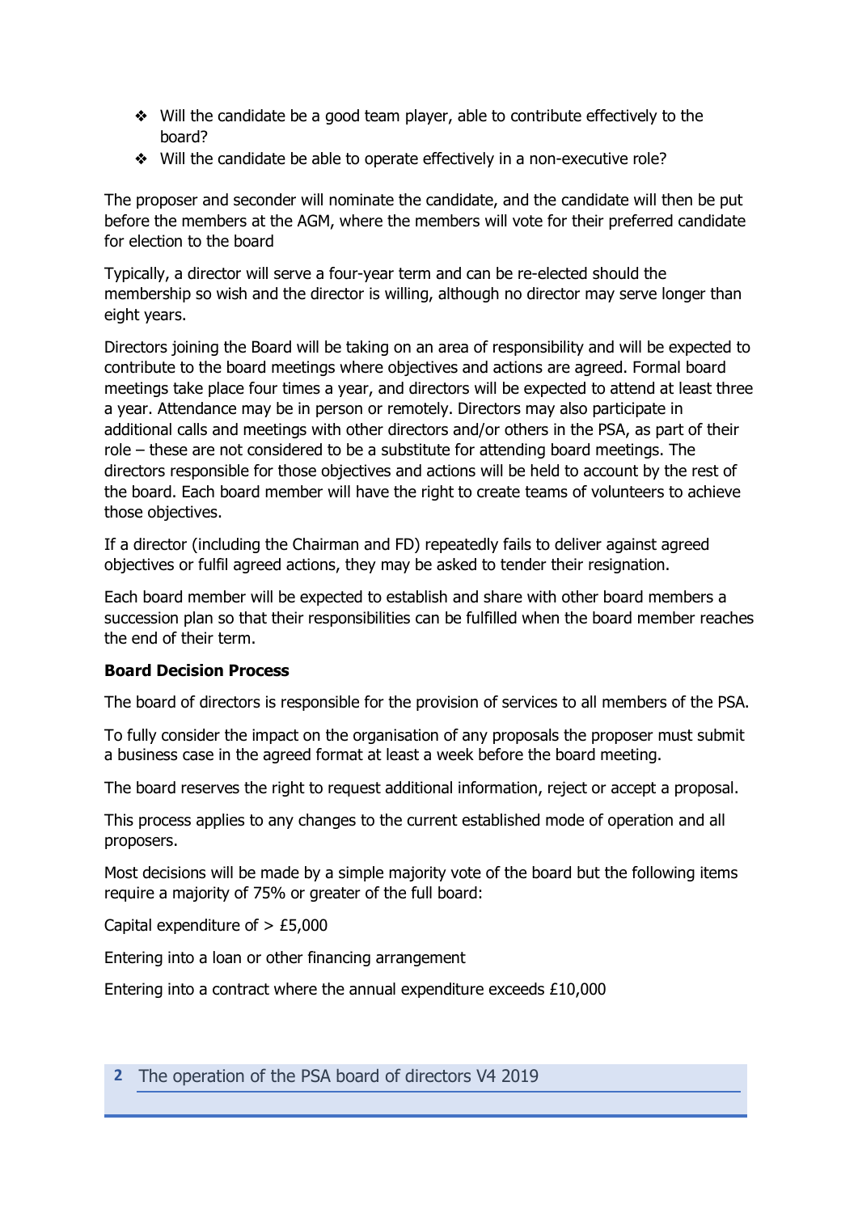- Will the candidate be a good team player, able to contribute effectively to the board?
- Will the candidate be able to operate effectively in a non-executive role?

The proposer and seconder will nominate the candidate, and the candidate will then be put before the members at the AGM, where the members will vote for their preferred candidate for election to the board

Typically, a director will serve a four-year term and can be re-elected should the membership so wish and the director is willing, although no director may serve longer than eight years.

Directors joining the Board will be taking on an area of responsibility and will be expected to contribute to the board meetings where objectives and actions are agreed. Formal board meetings take place four times a year, and directors will be expected to attend at least three a year. Attendance may be in person or remotely. Directors may also participate in additional calls and meetings with other directors and/or others in the PSA, as part of their role – these are not considered to be a substitute for attending board meetings. The directors responsible for those objectives and actions will be held to account by the rest of the board. Each board member will have the right to create teams of volunteers to achieve those objectives.

If a director (including the Chairman and FD) repeatedly fails to deliver against agreed objectives or fulfil agreed actions, they may be asked to tender their resignation.

Each board member will be expected to establish and share with other board members a succession plan so that their responsibilities can be fulfilled when the board member reaches the end of their term.

**Board Decision Process**

The board of directors is responsible for the provision of services to all members of the PSA.

To fully consider the impact on the organisation of any proposals the proposer must submit a business case in the agreed format at least a week before the board meeting.

The board reserves the right to request additional information, reject or accept a proposal.

This process applies to any changes to the current established mode of operation and all proposers.

Most decisions will be made by a simple majority vote of the board but the following items require a majority of 75% or greater of the full board:

Capital expenditure of > £5,000

Entering into a loan or other financing arrangement

Entering into a contract where the annual expenditure exceeds £10,000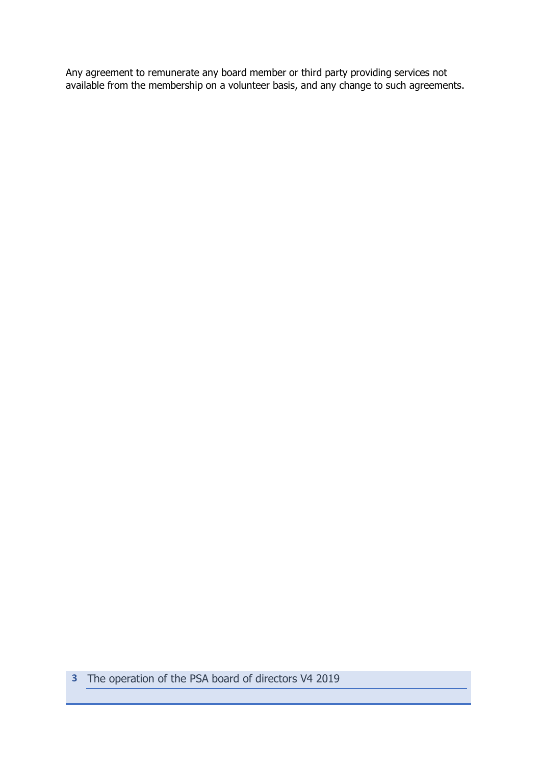Any agreement to remunerate any board member or third party providing services not available from the membership on a volunteer basis, and any change to such agreements.